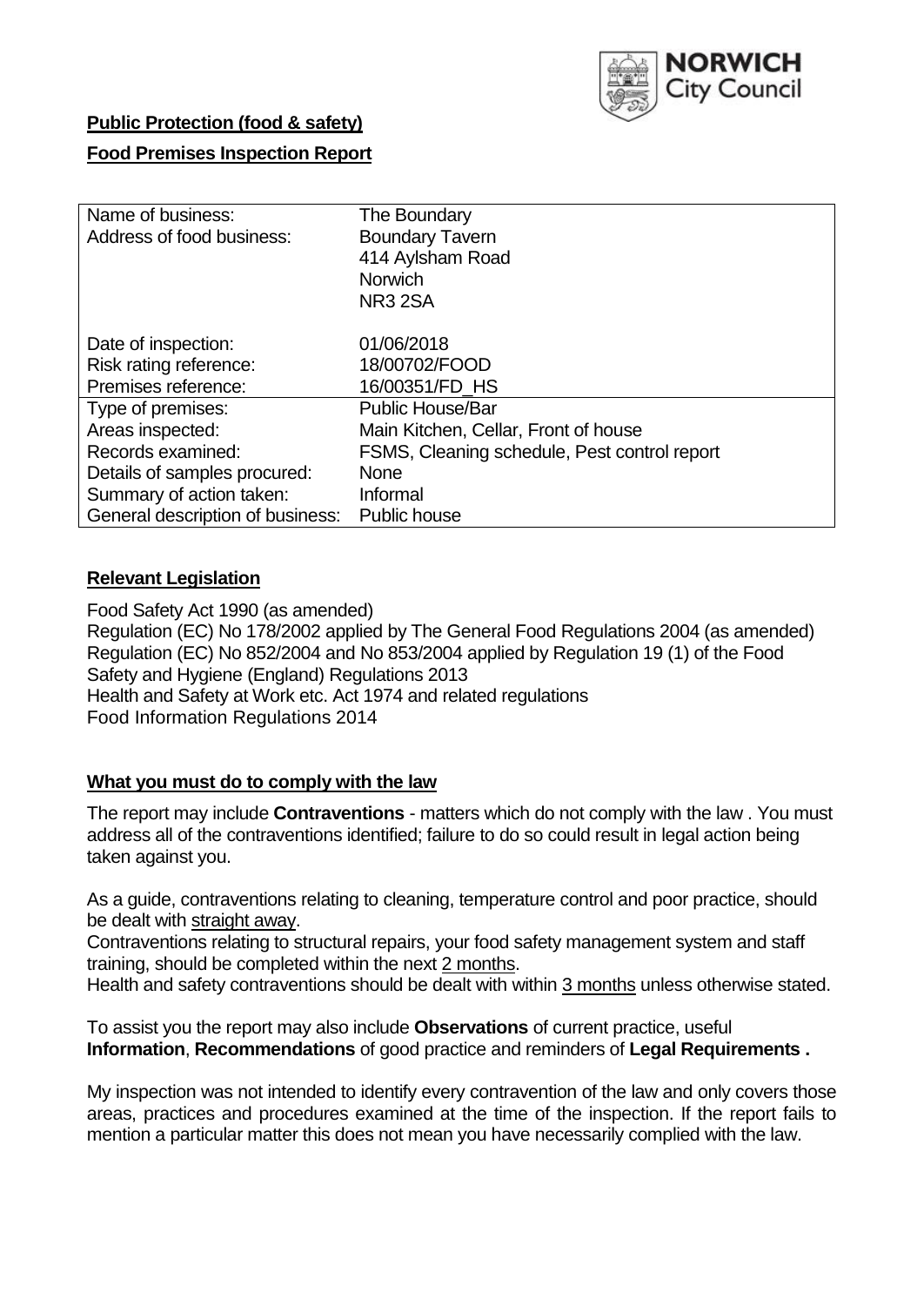**Public Protection (food & safety)**

**Food Premises Inspection Report**

| Name of business: | The Boundary |
|---|---|
| Address of food business: | Boundary Tavern<br>414 Aylsham Road<br>Norwich<br>NR3 2SA |
| Date of inspection: | 01/06/2018 |
| Risk rating reference: | 18/00702/FOOD |
| Premises reference: | 16/00351/FD_HS |
| Type of premises: | Public House/Bar |
| Areas inspected: | Main Kitchen, Cellar, Front of house |
| Records examined: | FSMS, Cleaning schedule, Pest control report |
| Details of samples procured: | None |
| Summary of action taken: | Informal |
| General description of business: | Public house |

**Relevant Legislation**

Food Safety Act 1990 (as amended)
Regulation (EC) No 178/2002 applied by The General Food Regulations 2004 (as amended)
Regulation (EC) No 852/2004 and No 853/2004 applied by Regulation 19 (1) of the Food Safety and Hygiene (England) Regulations 2013
Health and Safety at Work etc. Act 1974 and related regulations
Food Information Regulations 2014

**What you must do to comply with the law**

The report may include **Contraventions** - matters which do not comply with the law . You must address all of the contraventions identified; failure to do so could result in legal action being taken against you.

As a guide, contraventions relating to cleaning, temperature control and poor practice, should be dealt with straight away.
Contraventions relating to structural repairs, your food safety management system and staff training, should be completed within the next 2 months.
Health and safety contraventions should be dealt with within 3 months unless otherwise stated.

To assist you the report may also include **Observations** of current practice, useful **Information**, **Recommendations** of good practice and reminders of **Legal Requirements .**

My inspection was not intended to identify every contravention of the law and only covers those areas, practices and procedures examined at the time of the inspection. If the report fails to mention a particular matter this does not mean you have necessarily complied with the law.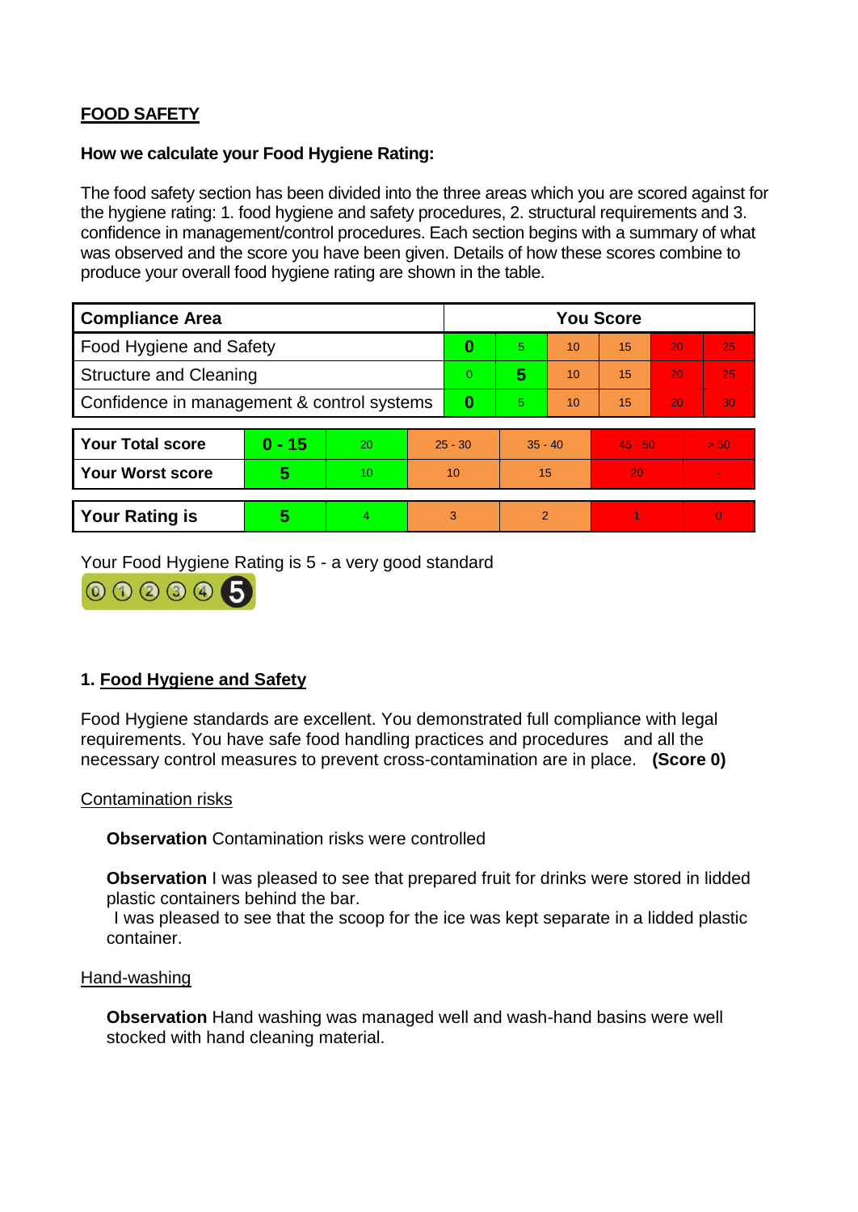**FOOD SAFETY**

**How we calculate your Food Hygiene Rating:**

The food safety section has been divided into the three areas which you are scored against for the hygiene rating: 1. food hygiene and safety procedures, 2. structural requirements and 3. confidence in management/control procedures. Each section begins with a summary of what was observed and the score you have been given. Details of how these scores combine to produce your overall food hygiene rating are shown in the table.

| Compliance Area | You Score | | | | | |
|---|---|---|---|---|---|---|
| Food Hygiene and Safety | **0** | 5 | 10 | 15 | 20 | 25 |
| Structure and Cleaning | 0 | **5** | 10 | 15 | 20 | 25 |
| Confidence in management & control systems | **0** | 5 | 10 | 15 | 20 | 30 |

| | | | | | | |
|---|---|---|---|---|---|---|
| **Your Total score** | **0 - 15** | 20 | 25 - 30 | 35 - 40 | 45 - 50 | > 50 |
| **Your Worst score** | **5** | 10 | 10 | 15 | 20 | - |

| | | | | | | |
|---|---|---|---|---|---|---|
| **Your Rating is** | **5** | 4 | 3 | 2 | 1 | 0 |

Your Food Hygiene Rating is 5 - a very good standard

## 1. Food Hygiene and Safety

Food Hygiene standards are excellent. You demonstrated full compliance with legal requirements. You have safe food handling practices and procedures and all the necessary control measures to prevent cross-contamination are in place. **(Score 0)**

Contamination risks

**Observation** Contamination risks were controlled

**Observation** I was pleased to see that prepared fruit for drinks were stored in lidded plastic containers behind the bar.
I was pleased to see that the scoop for the ice was kept separate in a lidded plastic container.

Hand-washing

**Observation** Hand washing was managed well and wash-hand basins were well stocked with hand cleaning material.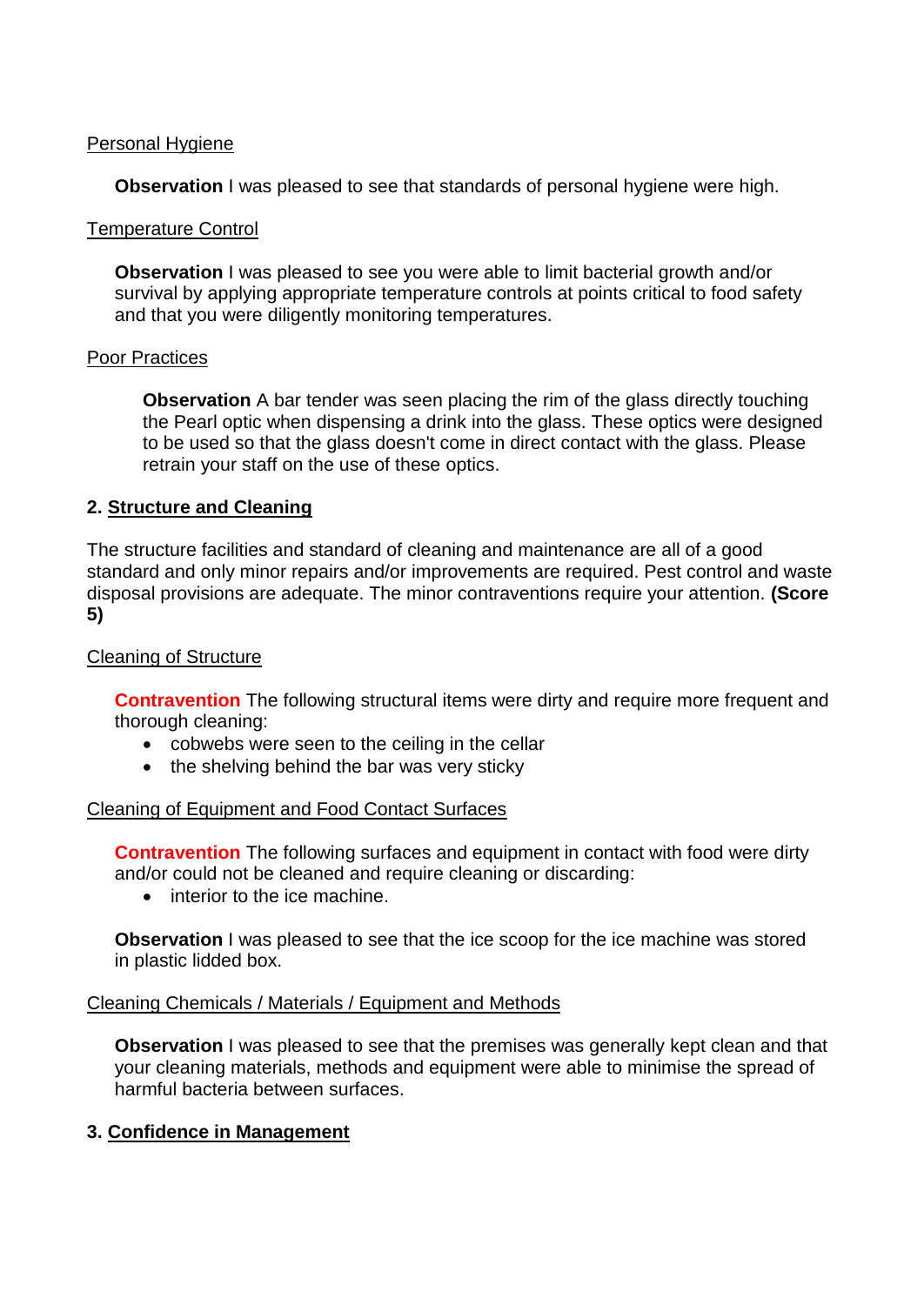Personal Hygiene

**Observation** I was pleased to see that standards of personal hygiene were high.

Temperature Control

**Observation** I was pleased to see you were able to limit bacterial growth and/or survival by applying appropriate temperature controls at points critical to food safety and that you were diligently monitoring temperatures.

Poor Practices

**Observation** A bar tender was seen placing the rim of the glass directly touching the Pearl optic when dispensing a drink into the glass. These optics were designed to be used so that the glass doesn't come in direct contact with the glass. Please retrain your staff on the use of these optics.

## 2. Structure and Cleaning

The structure facilities and standard of cleaning and maintenance are all of a good standard and only minor repairs and/or improvements are required. Pest control and waste disposal provisions are adequate. The minor contraventions require your attention. **(Score 5)**

Cleaning of Structure

**Contravention** The following structural items were dirty and require more frequent and thorough cleaning:

- cobwebs were seen to the ceiling in the cellar
- the shelving behind the bar was very sticky

Cleaning of Equipment and Food Contact Surfaces

**Contravention** The following surfaces and equipment in contact with food were dirty and/or could not be cleaned and require cleaning or discarding:

- interior to the ice machine.

**Observation** I was pleased to see that the ice scoop for the ice machine was stored in plastic lidded box.

Cleaning Chemicals / Materials / Equipment and Methods

**Observation** I was pleased to see that the premises was generally kept clean and that your cleaning materials, methods and equipment were able to minimise the spread of harmful bacteria between surfaces.

## 3. Confidence in Management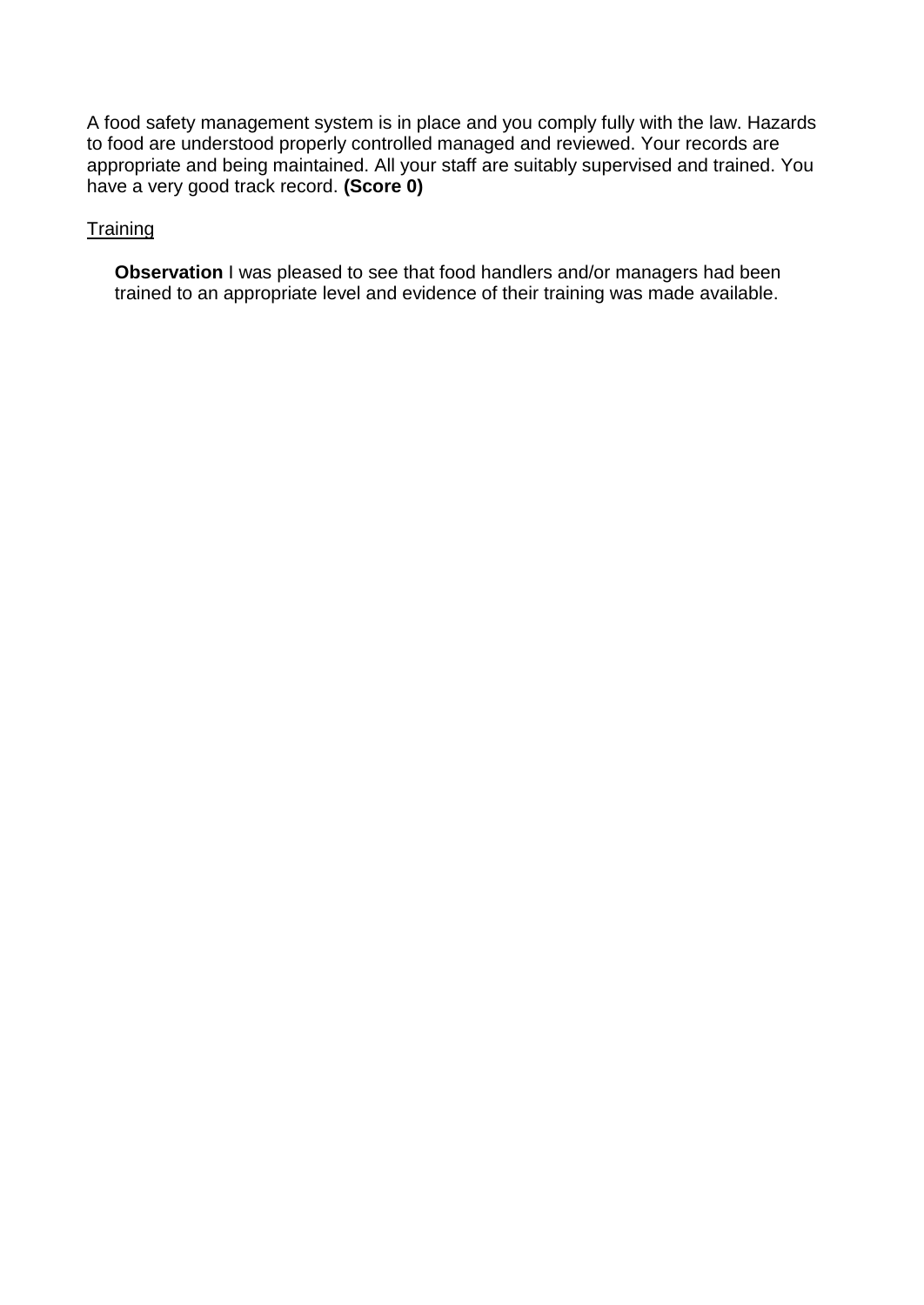A food safety management system is in place and you comply fully with the law. Hazards to food are understood properly controlled managed and reviewed. Your records are appropriate and being maintained. All your staff are suitably supervised and trained. You have a very good track record. **(Score 0)**

<u>Training</u>

**Observation** I was pleased to see that food handlers and/or managers had been trained to an appropriate level and evidence of their training was made available.